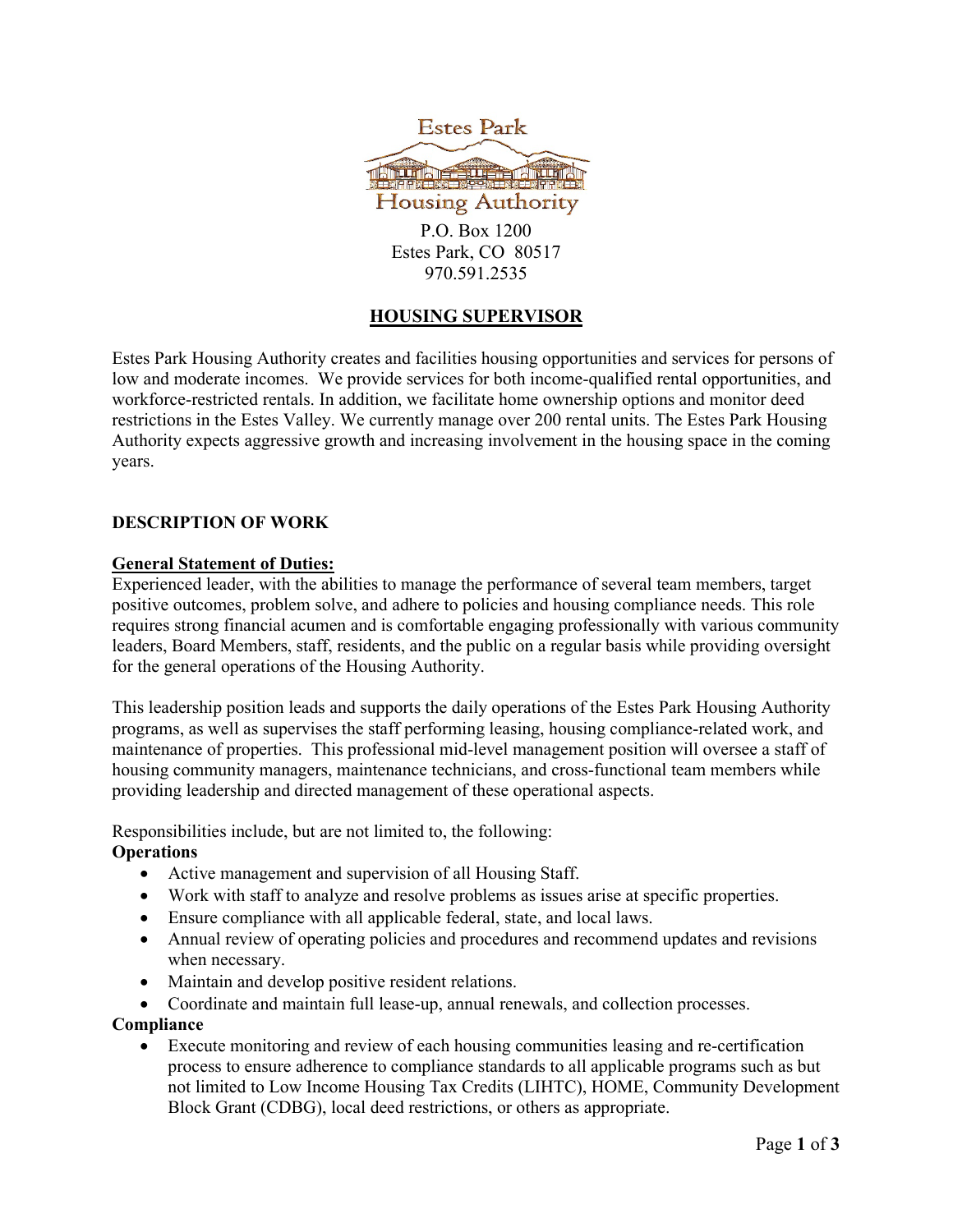Estes Park

Housing Authority

P.O. Box 1200
Estes Park, CO 80517
970.591.2535

# HOUSING SUPERVISOR

Estes Park Housing Authority creates and facilities housing opportunities and services for persons of low and moderate incomes. We provide services for both income-qualified rental opportunities, and workforce-restricted rentals. In addition, we facilitate home ownership options and monitor deed restrictions in the Estes Valley. We currently manage over 200 rental units. The Estes Park Housing Authority expects aggressive growth and increasing involvement in the housing space in the coming years.

## DESCRIPTION OF WORK

### General Statement of Duties:

Experienced leader, with the abilities to manage the performance of several team members, target positive outcomes, problem solve, and adhere to policies and housing compliance needs. This role requires strong financial acumen and is comfortable engaging professionally with various community leaders, Board Members, staff, residents, and the public on a regular basis while providing oversight for the general operations of the Housing Authority.

This leadership position leads and supports the daily operations of the Estes Park Housing Authority programs, as well as supervises the staff performing leasing, housing compliance-related work, and maintenance of properties. This professional mid-level management position will oversee a staff of housing community managers, maintenance technicians, and cross-functional team members while providing leadership and directed management of these operational aspects.

Responsibilities include, but are not limited to, the following:

**Operations**

- Active management and supervision of all Housing Staff.
- Work with staff to analyze and resolve problems as issues arise at specific properties.
- Ensure compliance with all applicable federal, state, and local laws.
- Annual review of operating policies and procedures and recommend updates and revisions when necessary.
- Maintain and develop positive resident relations.
- Coordinate and maintain full lease-up, annual renewals, and collection processes.

**Compliance**

- Execute monitoring and review of each housing communities leasing and re-certification process to ensure adherence to compliance standards to all applicable programs such as but not limited to Low Income Housing Tax Credits (LIHTC), HOME, Community Development Block Grant (CDBG), local deed restrictions, or others as appropriate.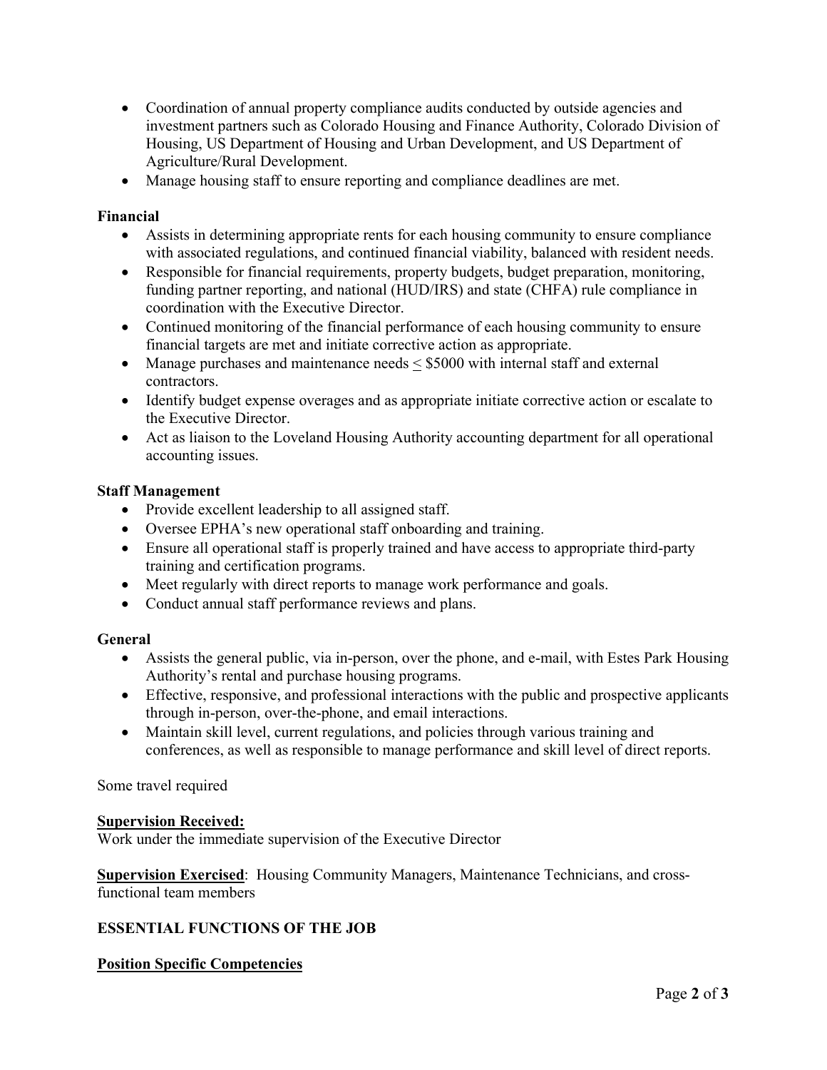- Coordination of annual property compliance audits conducted by outside agencies and investment partners such as Colorado Housing and Finance Authority, Colorado Division of Housing, US Department of Housing and Urban Development, and US Department of Agriculture/Rural Development.
- Manage housing staff to ensure reporting and compliance deadlines are met.

**Financial**

- Assists in determining appropriate rents for each housing community to ensure compliance with associated regulations, and continued financial viability, balanced with resident needs.
- Responsible for financial requirements, property budgets, budget preparation, monitoring, funding partner reporting, and national (HUD/IRS) and state (CHFA) rule compliance in coordination with the Executive Director.
- Continued monitoring of the financial performance of each housing community to ensure financial targets are met and initiate corrective action as appropriate.
- Manage purchases and maintenance needs ≤ $5000 with internal staff and external contractors.
- Identify budget expense overages and as appropriate initiate corrective action or escalate to the Executive Director.
- Act as liaison to the Loveland Housing Authority accounting department for all operational accounting issues.

**Staff Management**

- Provide excellent leadership to all assigned staff.
- Oversee EPHA's new operational staff onboarding and training.
- Ensure all operational staff is properly trained and have access to appropriate third-party training and certification programs.
- Meet regularly with direct reports to manage work performance and goals.
- Conduct annual staff performance reviews and plans.

**General**

- Assists the general public, via in-person, over the phone, and e-mail, with Estes Park Housing Authority's rental and purchase housing programs.
- Effective, responsive, and professional interactions with the public and prospective applicants through in-person, over-the-phone, and email interactions.
- Maintain skill level, current regulations, and policies through various training and conferences, as well as responsible to manage performance and skill level of direct reports.

Some travel required

**<u>Supervision Received:</u>**
Work under the immediate supervision of the Executive Director

**<u>Supervision Exercised</u>**: Housing Community Managers, Maintenance Technicians, and cross-functional team members

**ESSENTIAL FUNCTIONS OF THE JOB**

**<u>Position Specific Competencies</u>**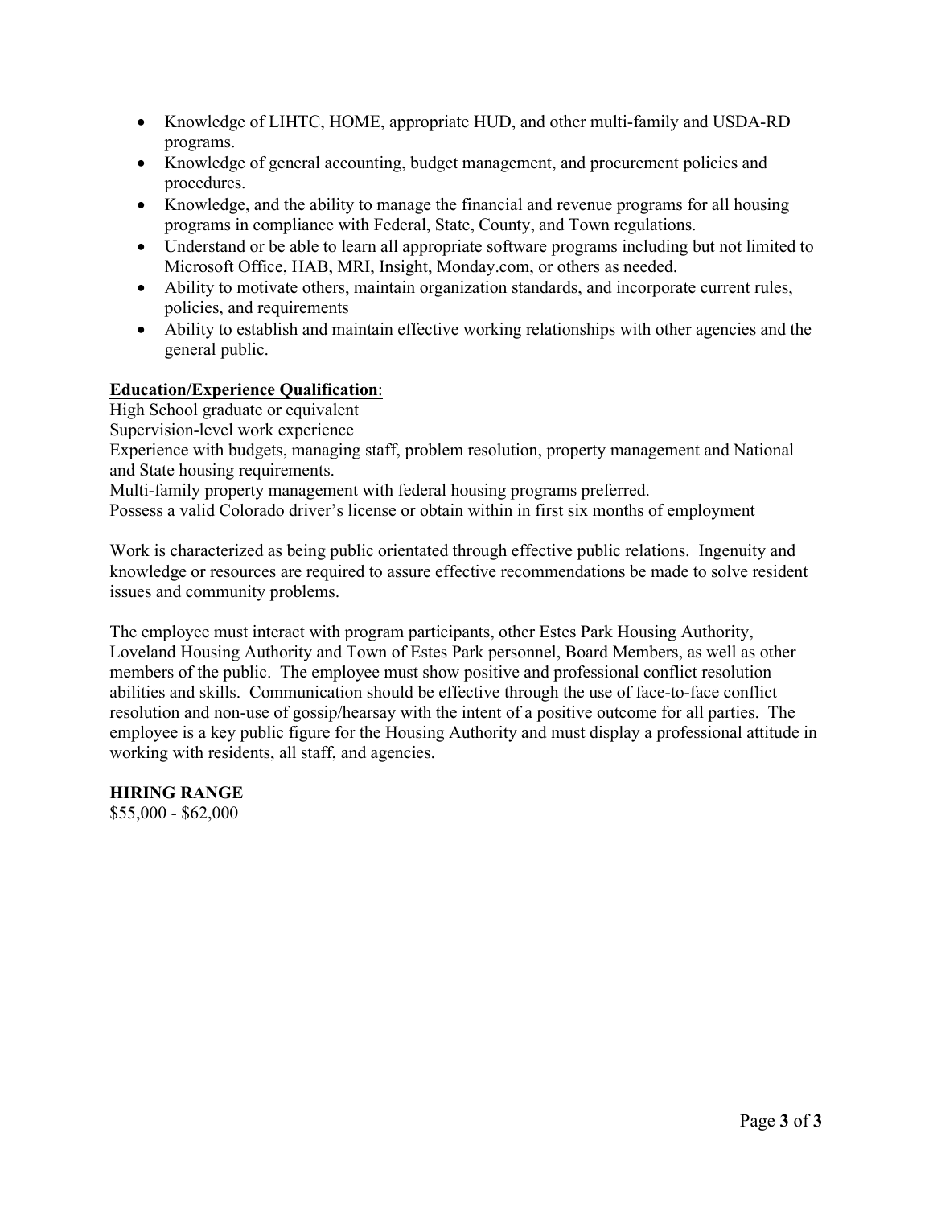- Knowledge of LIHTC, HOME, appropriate HUD, and other multi-family and USDA-RD programs.
- Knowledge of general accounting, budget management, and procurement policies and procedures.
- Knowledge, and the ability to manage the financial and revenue programs for all housing programs in compliance with Federal, State, County, and Town regulations.
- Understand or be able to learn all appropriate software programs including but not limited to Microsoft Office, HAB, MRI, Insight, Monday.com, or others as needed.
- Ability to motivate others, maintain organization standards, and incorporate current rules, policies, and requirements
- Ability to establish and maintain effective working relationships with other agencies and the general public.

**<u>Education/Experience Qualification</u>**:

High School graduate or equivalent

Supervision-level work experience

Experience with budgets, managing staff, problem resolution, property management and National and State housing requirements.

Multi-family property management with federal housing programs preferred.

Possess a valid Colorado driver's license or obtain within in first six months of employment

Work is characterized as being public orientated through effective public relations. Ingenuity and knowledge or resources are required to assure effective recommendations be made to solve resident issues and community problems.

The employee must interact with program participants, other Estes Park Housing Authority, Loveland Housing Authority and Town of Estes Park personnel, Board Members, as well as other members of the public. The employee must show positive and professional conflict resolution abilities and skills. Communication should be effective through the use of face-to-face conflict resolution and non-use of gossip/hearsay with the intent of a positive outcome for all parties. The employee is a key public figure for the Housing Authority and must display a professional attitude in working with residents, all staff, and agencies.

**HIRING RANGE**

$55,000 - $62,000